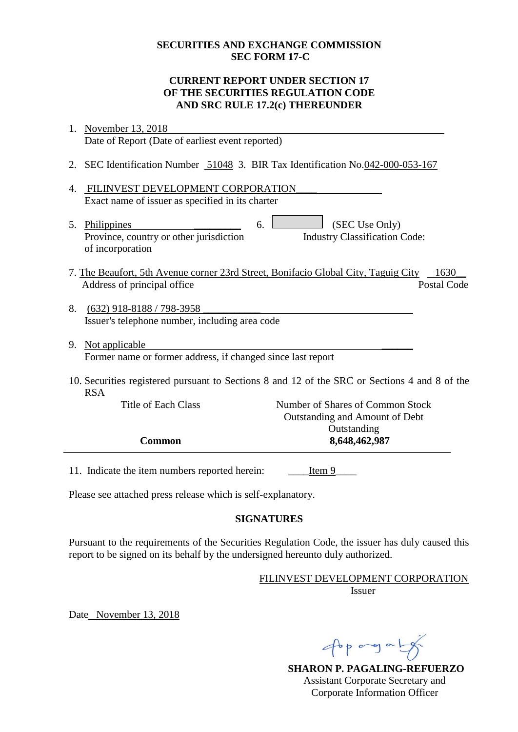**SECURITIES AND EXCHANGE COMMISSION**
**SEC FORM 17-C**

**CURRENT REPORT UNDER SECTION 17 OF THE SECURITIES REGULATION CODE AND SRC RULE 17.2(c) THEREUNDER**

1. November 13, 2018
   Date of Report (Date of earliest event reported)

2. SEC Identification Number 51048 3. BIR Tax Identification No. 042-000-053-167

4. FILINVEST DEVELOPMENT CORPORATION
   Exact name of issuer as specified in its charter

5. Philippines
   Province, country or other jurisdiction of incorporation

6. (SEC Use Only)
   Industry Classification Code:

7. The Beaufort, 5th Avenue corner 23rd Street, Bonifacio Global City, Taguig City 1630
   Address of principal office — Postal Code

8. (632) 918-8188 / 798-3958
   Issuer's telephone number, including area code

9. Not applicable
   Former name or former address, if changed since last report

10. Securities registered pursuant to Sections 8 and 12 of the SRC or Sections 4 and 8 of the RSA

| Title of Each Class | Number of Shares of Common Stock Outstanding and Amount of Debt Outstanding |
|---|---|
| **Common** | **8,648,462,987** |

11. Indicate the item numbers reported herein: Item 9

Please see attached press release which is self-explanatory.

**SIGNATURES**

Pursuant to the requirements of the Securities Regulation Code, the issuer has duly caused this report to be signed on its behalf by the undersigned hereunto duly authorized.

FILINVEST DEVELOPMENT CORPORATION
Issuer

Date November 13, 2018

**SHARON P. PAGALING-REFUERZO**
Assistant Corporate Secretary and
Corporate Information Officer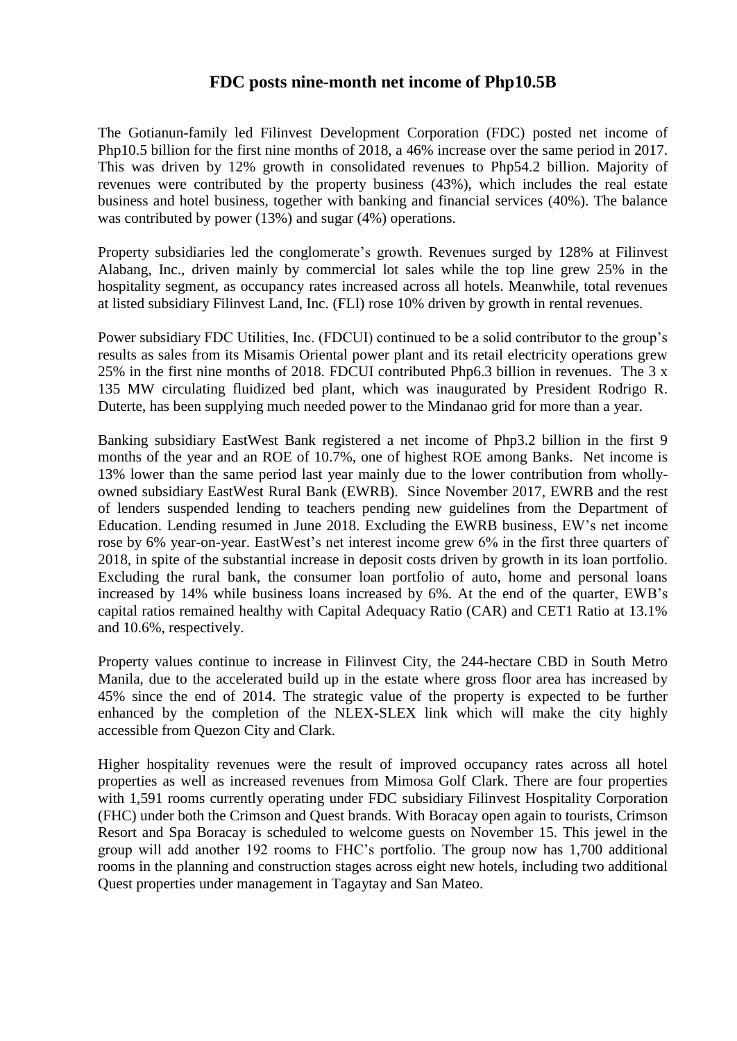# FDC posts nine-month net income of Php10.5B

The Gotianun-family led Filinvest Development Corporation (FDC) posted net income of Php10.5 billion for the first nine months of 2018, a 46% increase over the same period in 2017. This was driven by 12% growth in consolidated revenues to Php54.2 billion. Majority of revenues were contributed by the property business (43%), which includes the real estate business and hotel business, together with banking and financial services (40%). The balance was contributed by power (13%) and sugar (4%) operations.

Property subsidiaries led the conglomerate's growth. Revenues surged by 128% at Filinvest Alabang, Inc., driven mainly by commercial lot sales while the top line grew 25% in the hospitality segment, as occupancy rates increased across all hotels. Meanwhile, total revenues at listed subsidiary Filinvest Land, Inc. (FLI) rose 10% driven by growth in rental revenues.

Power subsidiary FDC Utilities, Inc. (FDCUI) continued to be a solid contributor to the group's results as sales from its Misamis Oriental power plant and its retail electricity operations grew 25% in the first nine months of 2018. FDCUI contributed Php6.3 billion in revenues. The 3 x 135 MW circulating fluidized bed plant, which was inaugurated by President Rodrigo R. Duterte, has been supplying much needed power to the Mindanao grid for more than a year.

Banking subsidiary EastWest Bank registered a net income of Php3.2 billion in the first 9 months of the year and an ROE of 10.7%, one of highest ROE among Banks. Net income is 13% lower than the same period last year mainly due to the lower contribution from wholly-owned subsidiary EastWest Rural Bank (EWRB). Since November 2017, EWRB and the rest of lenders suspended lending to teachers pending new guidelines from the Department of Education. Lending resumed in June 2018. Excluding the EWRB business, EW's net income rose by 6% year-on-year. EastWest's net interest income grew 6% in the first three quarters of 2018, in spite of the substantial increase in deposit costs driven by growth in its loan portfolio. Excluding the rural bank, the consumer loan portfolio of auto, home and personal loans increased by 14% while business loans increased by 6%. At the end of the quarter, EWB's capital ratios remained healthy with Capital Adequacy Ratio (CAR) and CET1 Ratio at 13.1% and 10.6%, respectively.

Property values continue to increase in Filinvest City, the 244-hectare CBD in South Metro Manila, due to the accelerated build up in the estate where gross floor area has increased by 45% since the end of 2014. The strategic value of the property is expected to be further enhanced by the completion of the NLEX-SLEX link which will make the city highly accessible from Quezon City and Clark.

Higher hospitality revenues were the result of improved occupancy rates across all hotel properties as well as increased revenues from Mimosa Golf Clark. There are four properties with 1,591 rooms currently operating under FDC subsidiary Filinvest Hospitality Corporation (FHC) under both the Crimson and Quest brands. With Boracay open again to tourists, Crimson Resort and Spa Boracay is scheduled to welcome guests on November 15. This jewel in the group will add another 192 rooms to FHC's portfolio. The group now has 1,700 additional rooms in the planning and construction stages across eight new hotels, including two additional Quest properties under management in Tagaytay and San Mateo.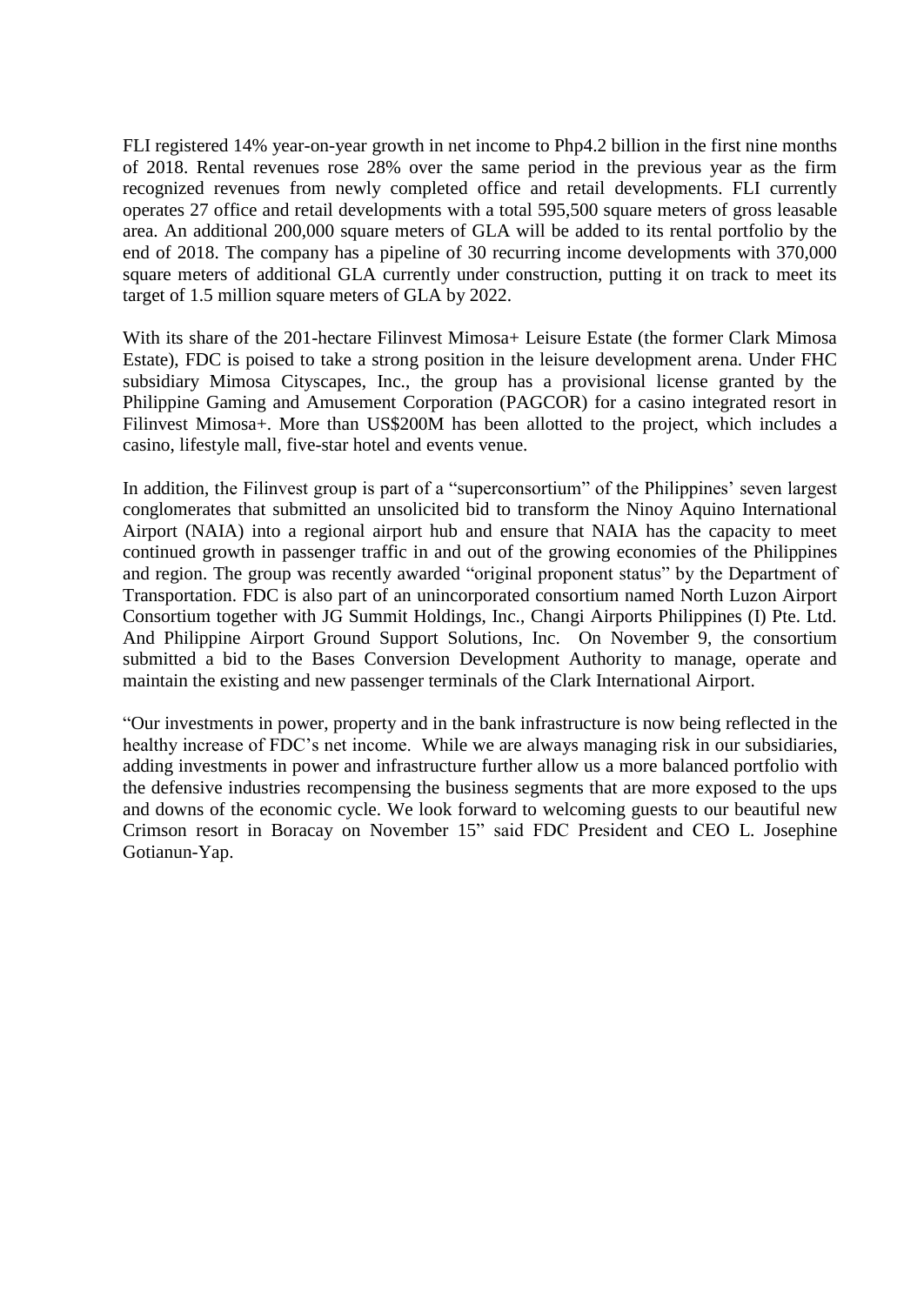FLI registered 14% year-on-year growth in net income to Php4.2 billion in the first nine months of 2018. Rental revenues rose 28% over the same period in the previous year as the firm recognized revenues from newly completed office and retail developments. FLI currently operates 27 office and retail developments with a total 595,500 square meters of gross leasable area. An additional 200,000 square meters of GLA will be added to its rental portfolio by the end of 2018. The company has a pipeline of 30 recurring income developments with 370,000 square meters of additional GLA currently under construction, putting it on track to meet its target of 1.5 million square meters of GLA by 2022.

With its share of the 201-hectare Filinvest Mimosa+ Leisure Estate (the former Clark Mimosa Estate), FDC is poised to take a strong position in the leisure development arena. Under FHC subsidiary Mimosa Cityscapes, Inc., the group has a provisional license granted by the Philippine Gaming and Amusement Corporation (PAGCOR) for a casino integrated resort in Filinvest Mimosa+. More than US$200M has been allotted to the project, which includes a casino, lifestyle mall, five-star hotel and events venue.

In addition, the Filinvest group is part of a "superconsortium" of the Philippines' seven largest conglomerates that submitted an unsolicited bid to transform the Ninoy Aquino International Airport (NAIA) into a regional airport hub and ensure that NAIA has the capacity to meet continued growth in passenger traffic in and out of the growing economies of the Philippines and region. The group was recently awarded "original proponent status" by the Department of Transportation. FDC is also part of an unincorporated consortium named North Luzon Airport Consortium together with JG Summit Holdings, Inc., Changi Airports Philippines (I) Pte. Ltd. And Philippine Airport Ground Support Solutions, Inc. On November 9, the consortium submitted a bid to the Bases Conversion Development Authority to manage, operate and maintain the existing and new passenger terminals of the Clark International Airport.

"Our investments in power, property and in the bank infrastructure is now being reflected in the healthy increase of FDC's net income. While we are always managing risk in our subsidiaries, adding investments in power and infrastructure further allow us a more balanced portfolio with the defensive industries recompensing the business segments that are more exposed to the ups and downs of the economic cycle. We look forward to welcoming guests to our beautiful new Crimson resort in Boracay on November 15" said FDC President and CEO L. Josephine Gotianun-Yap.